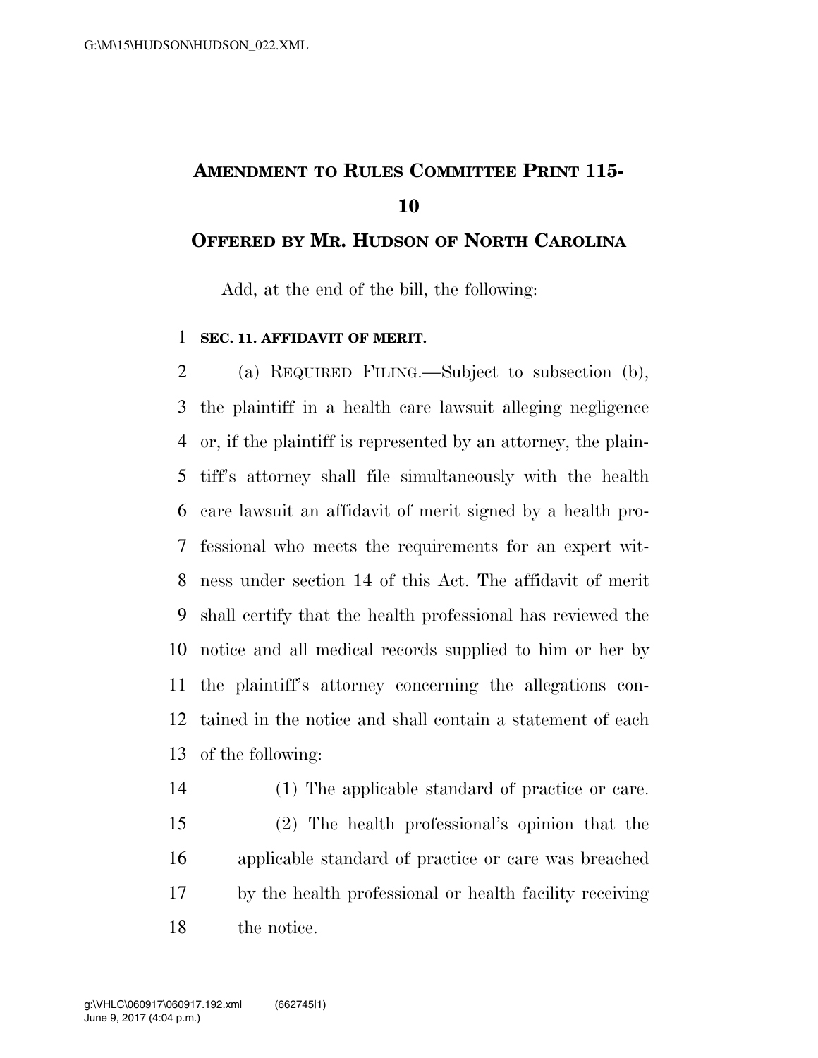# AMENDMENT TO RULES COMMITTEE PRINT 115-10

## OFFERED BY MR. HUDSON OF NORTH CAROLINA

Add, at the end of the bill, the following:

**SEC. 11. AFFIDAVIT OF MERIT.**

(a) REQUIRED FILING.—Subject to subsection (b), the plaintiff in a health care lawsuit alleging negligence or, if the plaintiff is represented by an attorney, the plaintiff's attorney shall file simultaneously with the health care lawsuit an affidavit of merit signed by a health professional who meets the requirements for an expert witness under section 14 of this Act. The affidavit of merit shall certify that the health professional has reviewed the notice and all medical records supplied to him or her by the plaintiff's attorney concerning the allegations contained in the notice and shall contain a statement of each of the following:

(1) The applicable standard of practice or care.

(2) The health professional's opinion that the applicable standard of practice or care was breached by the health professional or health facility receiving the notice.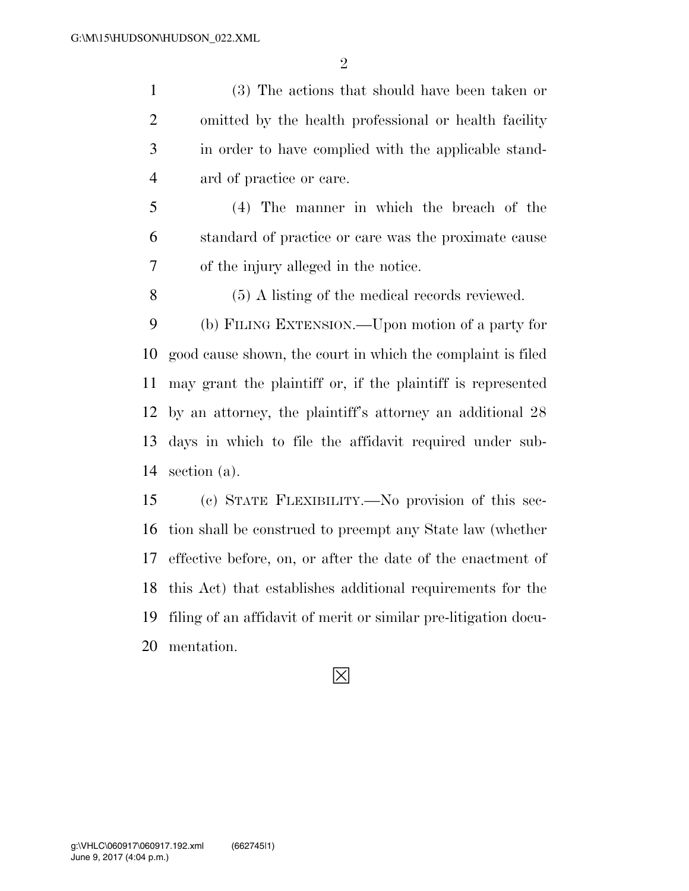(3) The actions that should have been taken or omitted by the health professional or health facility in order to have complied with the applicable standard of practice or care.

(4) The manner in which the breach of the standard of practice or care was the proximate cause of the injury alleged in the notice.

(5) A listing of the medical records reviewed.

(b) FILING EXTENSION.—Upon motion of a party for good cause shown, the court in which the complaint is filed may grant the plaintiff or, if the plaintiff is represented by an attorney, the plaintiff's attorney an additional 28 days in which to file the affidavit required under subsection (a).

(c) STATE FLEXIBILITY.—No provision of this section shall be construed to preempt any State law (whether effective before, on, or after the date of the enactment of this Act) that establishes additional requirements for the filing of an affidavit of merit or similar pre-litigation documentation.

☒